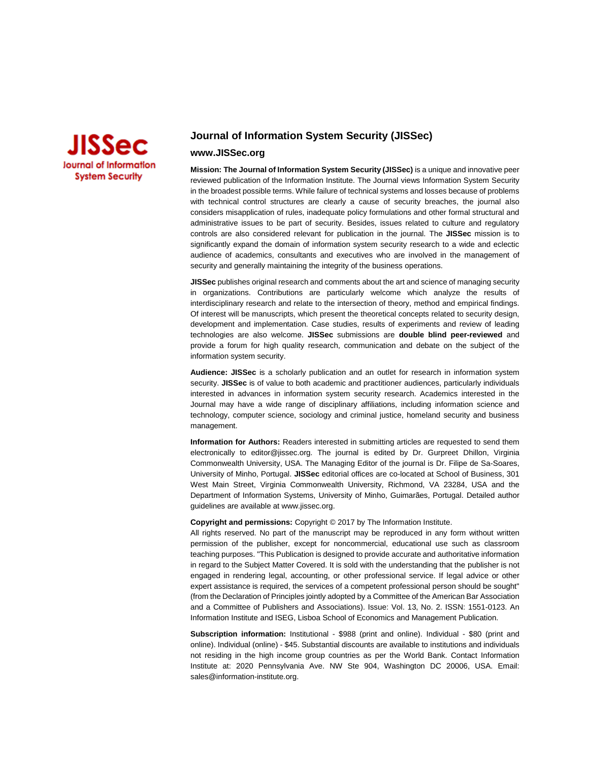JISSec
Journal of Information System Security

# Journal of Information System Security (JISSec)

## www.JISSec.org

**Mission: The Journal of Information System Security (JISSec)** is a unique and innovative peer reviewed publication of the Information Institute. The Journal views Information System Security in the broadest possible terms. While failure of technical systems and losses because of problems with technical control structures are clearly a cause of security breaches, the journal also considers misapplication of rules, inadequate policy formulations and other formal structural and administrative issues to be part of security. Besides, issues related to culture and regulatory controls are also considered relevant for publication in the journal. The **JISSec** mission is to significantly expand the domain of information system security research to a wide and eclectic audience of academics, consultants and executives who are involved in the management of security and generally maintaining the integrity of the business operations.

**JISSec** publishes original research and comments about the art and science of managing security in organizations. Contributions are particularly welcome which analyze the results of interdisciplinary research and relate to the intersection of theory, method and empirical findings. Of interest will be manuscripts, which present the theoretical concepts related to security design, development and implementation. Case studies, results of experiments and review of leading technologies are also welcome. **JISSec** submissions are **double blind peer-reviewed** and provide a forum for high quality research, communication and debate on the subject of the information system security.

**Audience: JISSec** is a scholarly publication and an outlet for research in information system security. **JISSec** is of value to both academic and practitioner audiences, particularly individuals interested in advances in information system security research. Academics interested in the Journal may have a wide range of disciplinary affiliations, including information science and technology, computer science, sociology and criminal justice, homeland security and business management.

**Information for Authors:** Readers interested in submitting articles are requested to send them electronically to editor@jissec.org. The journal is edited by Dr. Gurpreet Dhillon, Virginia Commonwealth University, USA. The Managing Editor of the journal is Dr. Filipe de Sa-Soares, University of Minho, Portugal. **JISSec** editorial offices are co-located at School of Business, 301 West Main Street, Virginia Commonwealth University, Richmond, VA 23284, USA and the Department of Information Systems, University of Minho, Guimarães, Portugal. Detailed author guidelines are available at www.jissec.org.

**Copyright and permissions:** Copyright © 2017 by The Information Institute.
All rights reserved. No part of the manuscript may be reproduced in any form without written permission of the publisher, except for noncommercial, educational use such as classroom teaching purposes. "This Publication is designed to provide accurate and authoritative information in regard to the Subject Matter Covered. It is sold with the understanding that the publisher is not engaged in rendering legal, accounting, or other professional service. If legal advice or other expert assistance is required, the services of a competent professional person should be sought" (from the Declaration of Principles jointly adopted by a Committee of the American Bar Association and a Committee of Publishers and Associations). Issue: Vol. 13, No. 2. ISSN: 1551-0123. An Information Institute and ISEG, Lisboa School of Economics and Management Publication.

**Subscription information:** Institutional - $988 (print and online). Individual - $80 (print and online). Individual (online) - $45. Substantial discounts are available to institutions and individuals not residing in the high income group countries as per the World Bank. Contact Information Institute at: 2020 Pennsylvania Ave. NW Ste 904, Washington DC 20006, USA. Email: sales@information-institute.org.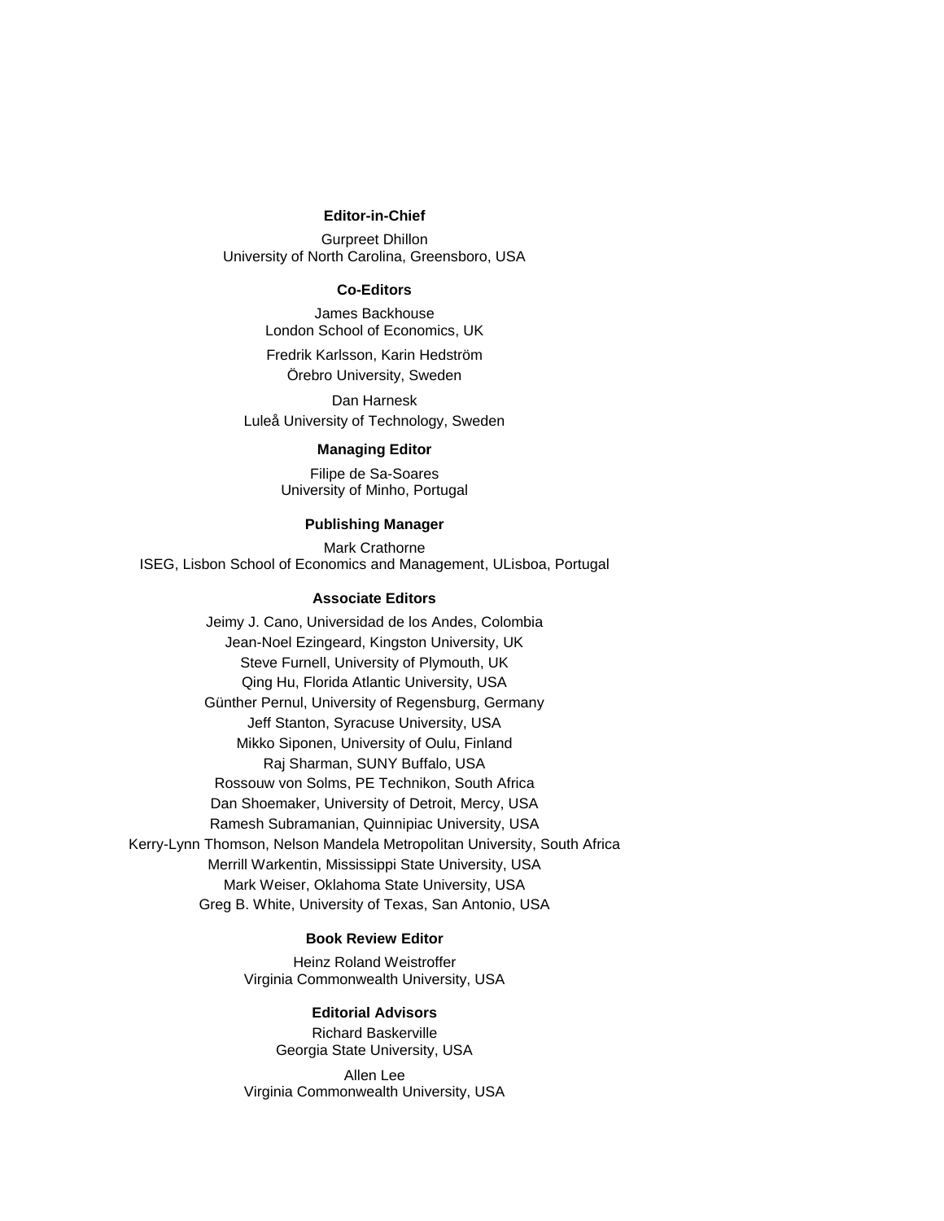**Editor-in-Chief**

Gurpreet Dhillon
University of North Carolina, Greensboro, USA

**Co-Editors**

James Backhouse
London School of Economics, UK

Fredrik Karlsson, Karin Hedström
Örebro University, Sweden

Dan Harnesk
Luleå University of Technology, Sweden

**Managing Editor**

Filipe de Sa-Soares
University of Minho, Portugal

**Publishing Manager**

Mark Crathorne
ISEG, Lisbon School of Economics and Management, ULisboa, Portugal

**Associate Editors**

Jeimy J. Cano, Universidad de los Andes, Colombia
Jean-Noel Ezingeard, Kingston University, UK
Steve Furnell, University of Plymouth, UK
Qing Hu, Florida Atlantic University, USA
Günther Pernul, University of Regensburg, Germany
Jeff Stanton, Syracuse University, USA
Mikko Siponen, University of Oulu, Finland
Raj Sharman, SUNY Buffalo, USA
Rossouw von Solms, PE Technikon, South Africa
Dan Shoemaker, University of Detroit, Mercy, USA
Ramesh Subramanian, Quinnipiac University, USA
Kerry-Lynn Thomson, Nelson Mandela Metropolitan University, South Africa
Merrill Warkentin, Mississippi State University, USA
Mark Weiser, Oklahoma State University, USA
Greg B. White, University of Texas, San Antonio, USA

**Book Review Editor**

Heinz Roland Weistroffer
Virginia Commonwealth University, USA

**Editorial Advisors**

Richard Baskerville
Georgia State University, USA

Allen Lee
Virginia Commonwealth University, USA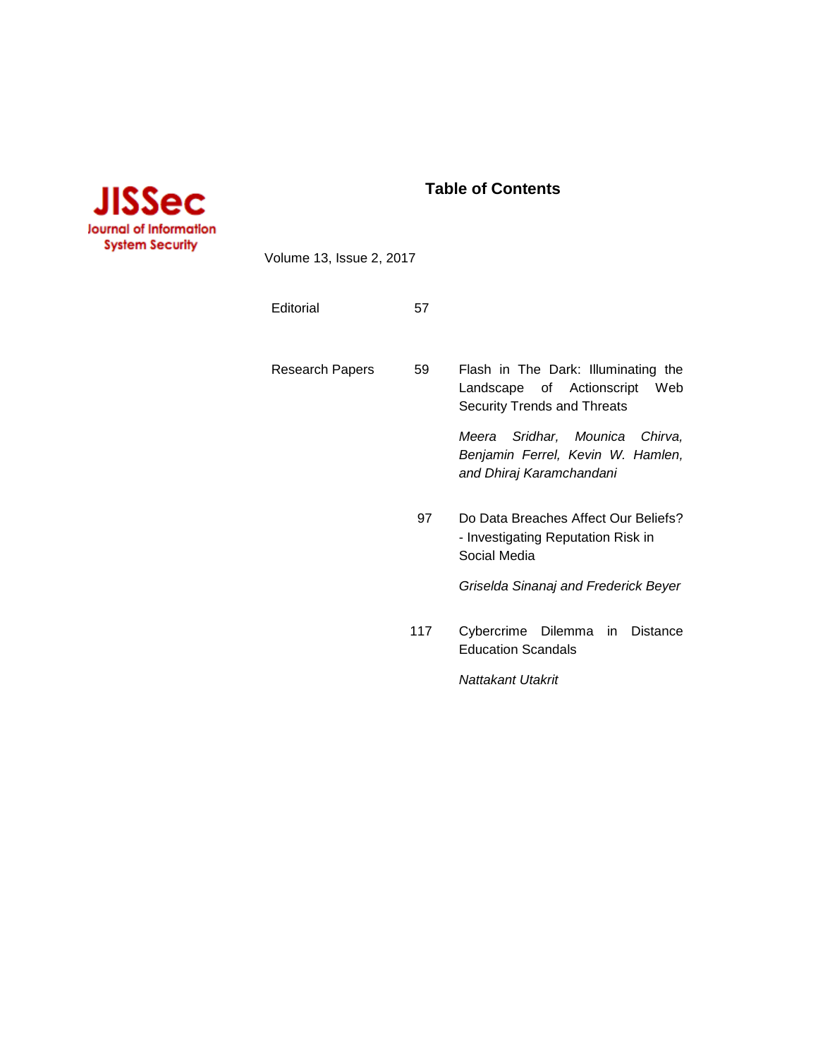JISSec
Journal of Information System Security

# Table of Contents

Volume 13, Issue 2, 2017

| | | |
|---|---|---|
| Editorial | 57 | |
| Research Papers | 59 | Flash in The Dark: Illuminating the Landscape of Actionscript Web Security Trends and Threats<br><br>*Meera Sridhar, Mounica Chirva, Benjamin Ferrel, Kevin W. Hamlen, and Dhiraj Karamchandani* |
| | 97 | Do Data Breaches Affect Our Beliefs? - Investigating Reputation Risk in Social Media<br><br>*Griselda Sinanaj and Frederick Beyer* |
| | 117 | Cybercrime Dilemma in Distance Education Scandals<br><br>*Nattakant Utakrit* |